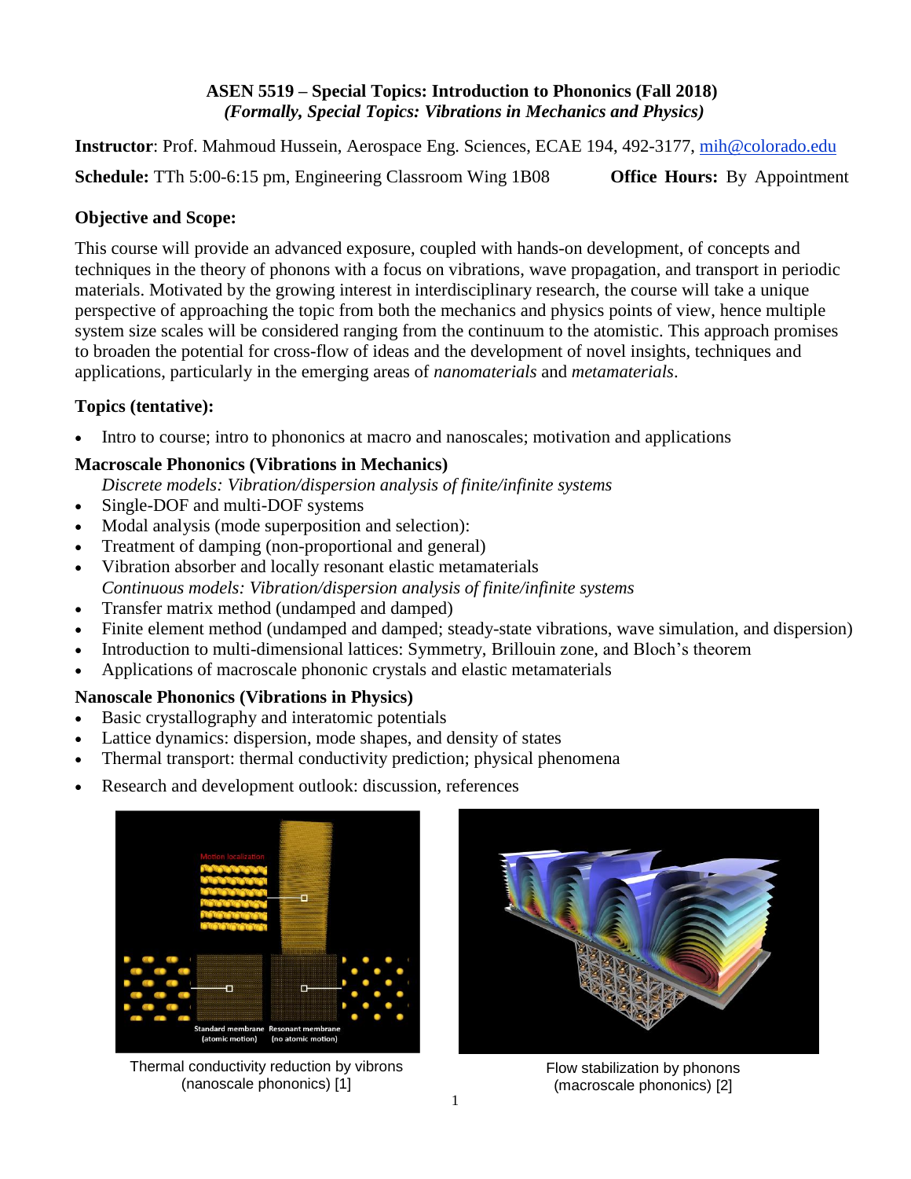**ASEN 5519 – Special Topics: Introduction to Phononics (Fall 2018)**
*(Formally, Special Topics: Vibrations in Mechanics and Physics)*

**Instructor**: Prof. Mahmoud Hussein, Aerospace Eng. Sciences, ECAE 194, 492-3177, mih@colorado.edu

**Schedule:** TTh 5:00-6:15 pm, Engineering Classroom Wing 1B08 **Office Hours:** By Appointment

## Objective and Scope:

This course will provide an advanced exposure, coupled with hands-on development, of concepts and techniques in the theory of phonons with a focus on vibrations, wave propagation, and transport in periodic materials. Motivated by the growing interest in interdisciplinary research, the course will take a unique perspective of approaching the topic from both the mechanics and physics points of view, hence multiple system size scales will be considered ranging from the continuum to the atomistic. This approach promises to broaden the potential for cross-flow of ideas and the development of novel insights, techniques and applications, particularly in the emerging areas of *nanomaterials* and *metamaterials*.

## Topics (tentative):

- Intro to course; intro to phononics at macro and nanoscales; motivation and applications

### Macroscale Phononics (Vibrations in Mechanics)

*Discrete models: Vibration/dispersion analysis of finite/infinite systems*

- Single-DOF and multi-DOF systems
- Modal analysis (mode superposition and selection):
- Treatment of damping (non-proportional and general)
- Vibration absorber and locally resonant elastic metamaterials

*Continuous models: Vibration/dispersion analysis of finite/infinite systems*

- Transfer matrix method (undamped and damped)
- Finite element method (undamped and damped; steady-state vibrations, wave simulation, and dispersion)
- Introduction to multi-dimensional lattices: Symmetry, Brillouin zone, and Bloch's theorem
- Applications of macroscale phononic crystals and elastic metamaterials

### Nanoscale Phononics (Vibrations in Physics)

- Basic crystallography and interatomic potentials
- Lattice dynamics: dispersion, mode shapes, and density of states
- Thermal transport: thermal conductivity prediction; physical phenomena
- Research and development outlook: discussion, references

Thermal conductivity reduction by vibrons (nanoscale phononics) [1]

Flow stabilization by phonons (macroscale phononics) [2]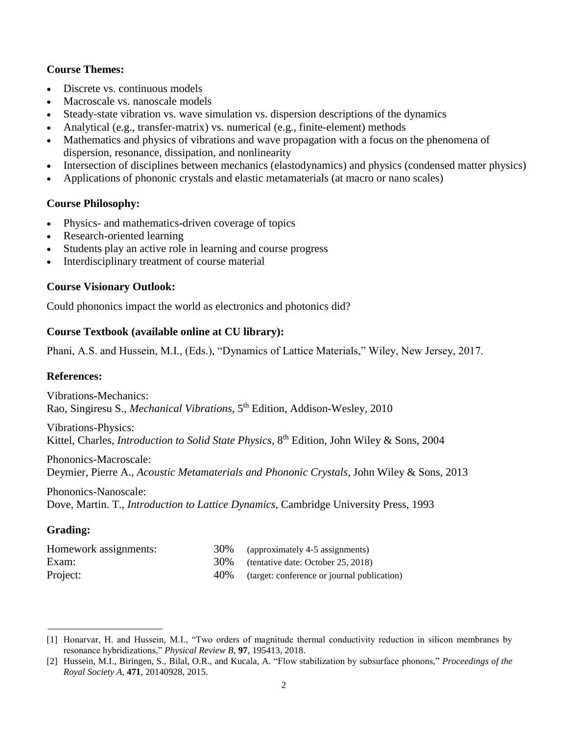**Course Themes:**

- Discrete vs. continuous models
- Macroscale vs. nanoscale models
- Steady-state vibration vs. wave simulation vs. dispersion descriptions of the dynamics
- Analytical (e.g., transfer-matrix) vs. numerical (e.g., finite-element) methods
- Mathematics and physics of vibrations and wave propagation with a focus on the phenomena of dispersion, resonance, dissipation, and nonlinearity
- Intersection of disciplines between mechanics (elastodynamics) and physics (condensed matter physics)
- Applications of phononic crystals and elastic metamaterials (at macro or nano scales)

**Course Philosophy:**

- Physics- and mathematics-driven coverage of topics
- Research-oriented learning
- Students play an active role in learning and course progress
- Interdisciplinary treatment of course material

**Course Visionary Outlook:**

Could phononics impact the world as electronics and photonics did?

**Course Textbook (available online at CU library):**

Phani, A.S. and Hussein, M.I., (Eds.), "Dynamics of Lattice Materials," Wiley, New Jersey, 2017.

**References:**

Vibrations-Mechanics:
Rao, Singiresu S., *Mechanical Vibrations*, 5th Edition, Addison-Wesley, 2010

Vibrations-Physics:
Kittel, Charles, *Introduction to Solid State Physics*, 8th Edition, John Wiley & Sons, 2004

Phononics-Macroscale:
Deymier, Pierre A., *Acoustic Metamaterials and Phononic Crystals*, John Wiley & Sons, 2013

Phononics-Nanoscale:
Dove, Martin. T., *Introduction to Lattice Dynamics*, Cambridge University Press, 1993

**Grading:**

| | | |
|---|---|---|
| Homework assignments: | 30% | (approximately 4-5 assignments) |
| Exam: | 30% | (tentative date: October 25, 2018) |
| Project: | 40% | (target: conference or journal publication) |

---

[1] Honarvar, H. and Hussein, M.I., "Two orders of magnitude thermal conductivity reduction in silicon membranes by resonance hybridizations," *Physical Review B*, **97**, 195413, 2018.

[2] Hussein, M.I., Biringen, S., Bilal, O.R., and Kucala, A. "Flow stabilization by subsurface phonons," *Proceedings of the Royal Society A*, **471**, 20140928, 2015.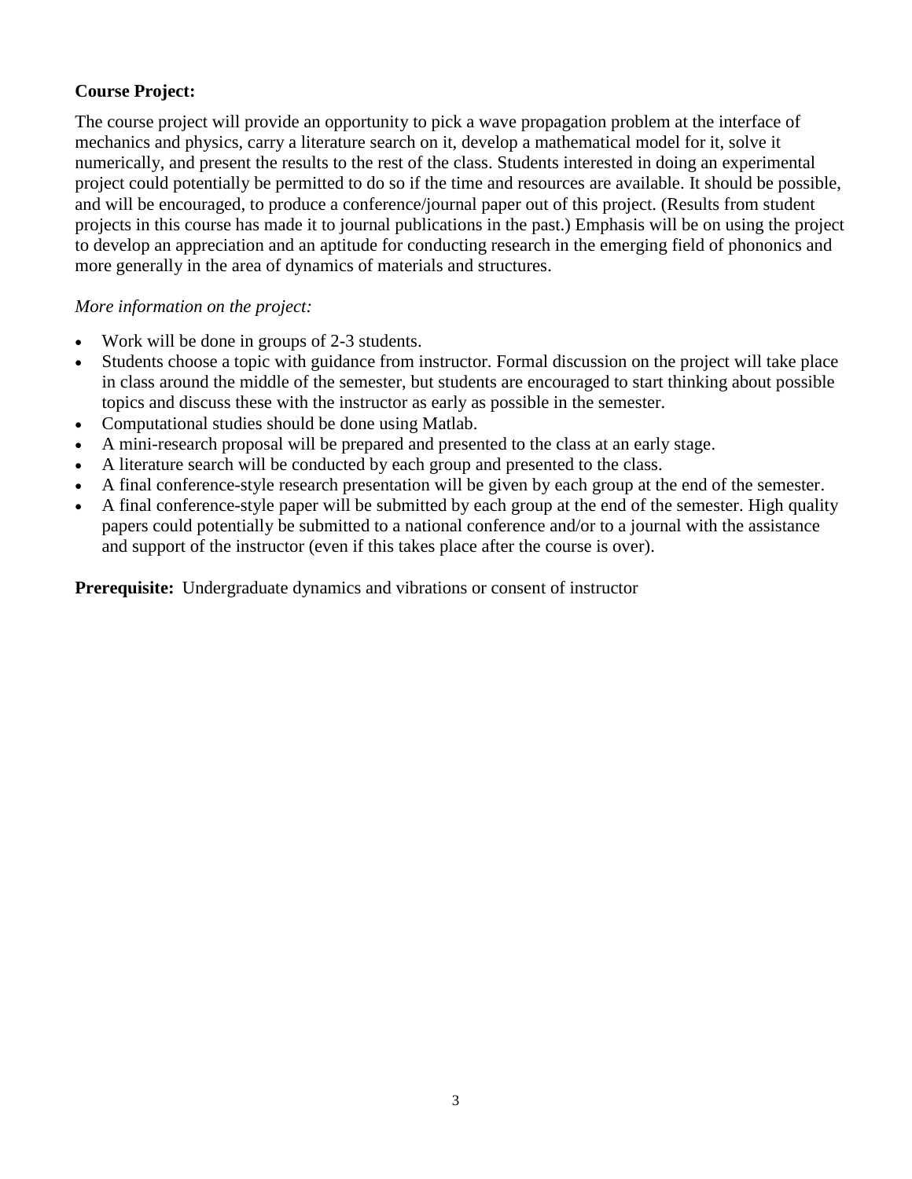**Course Project:**

The course project will provide an opportunity to pick a wave propagation problem at the interface of mechanics and physics, carry a literature search on it, develop a mathematical model for it, solve it numerically, and present the results to the rest of the class. Students interested in doing an experimental project could potentially be permitted to do so if the time and resources are available. It should be possible, and will be encouraged, to produce a conference/journal paper out of this project. (Results from student projects in this course has made it to journal publications in the past.) Emphasis will be on using the project to develop an appreciation and an aptitude for conducting research in the emerging field of phononics and more generally in the area of dynamics of materials and structures.

*More information on the project:*

- Work will be done in groups of 2-3 students.
- Students choose a topic with guidance from instructor. Formal discussion on the project will take place in class around the middle of the semester, but students are encouraged to start thinking about possible topics and discuss these with the instructor as early as possible in the semester.
- Computational studies should be done using Matlab.
- A mini-research proposal will be prepared and presented to the class at an early stage.
- A literature search will be conducted by each group and presented to the class.
- A final conference-style research presentation will be given by each group at the end of the semester.
- A final conference-style paper will be submitted by each group at the end of the semester. High quality papers could potentially be submitted to a national conference and/or to a journal with the assistance and support of the instructor (even if this takes place after the course is over).

**Prerequisite:** Undergraduate dynamics and vibrations or consent of instructor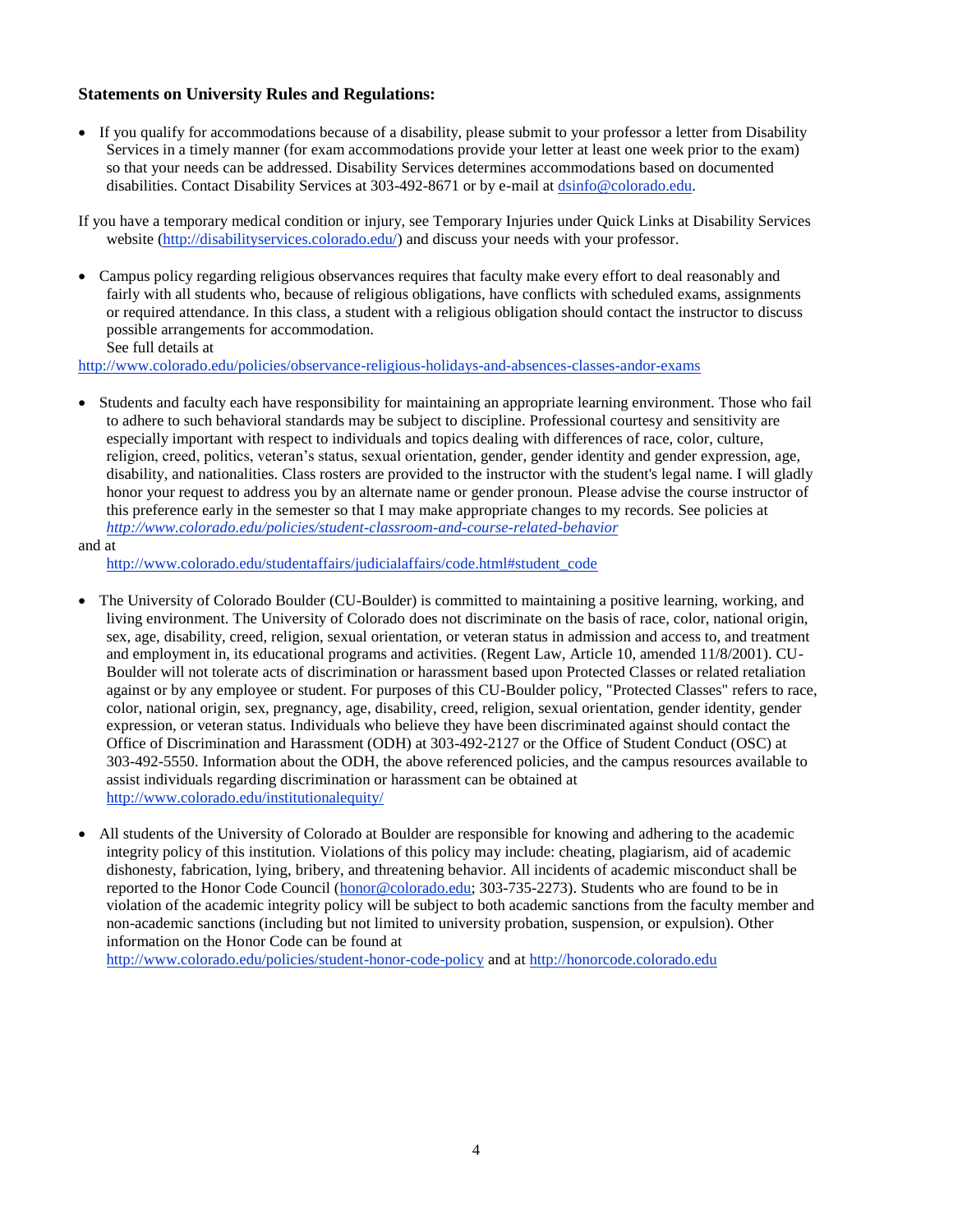### Statements on University Rules and Regulations:

- If you qualify for accommodations because of a disability, please submit to your professor a letter from Disability Services in a timely manner (for exam accommodations provide your letter at least one week prior to the exam) so that your needs can be addressed. Disability Services determines accommodations based on documented disabilities. Contact Disability Services at 303-492-8671 or by e-mail at dsinfo@colorado.edu.

If you have a temporary medical condition or injury, see Temporary Injuries under Quick Links at Disability Services website (http://disabilityservices.colorado.edu/) and discuss your needs with your professor.

- Campus policy regarding religious observances requires that faculty make every effort to deal reasonably and fairly with all students who, because of religious obligations, have conflicts with scheduled exams, assignments or required attendance. In this class, a student with a religious obligation should contact the instructor to discuss possible arrangements for accommodation.
  See full details at

http://www.colorado.edu/policies/observance-religious-holidays-and-absences-classes-andor-exams

- Students and faculty each have responsibility for maintaining an appropriate learning environment. Those who fail to adhere to such behavioral standards may be subject to discipline. Professional courtesy and sensitivity are especially important with respect to individuals and topics dealing with differences of race, color, culture, religion, creed, politics, veteran's status, sexual orientation, gender, gender identity and gender expression, age, disability, and nationalities. Class rosters are provided to the instructor with the student's legal name. I will gladly honor your request to address you by an alternate name or gender pronoun. Please advise the course instructor of this preference early in the semester so that I may make appropriate changes to my records. See policies at *http://www.colorado.edu/policies/student-classroom-and-course-related-behavior*

and at

http://www.colorado.edu/studentaffairs/judicialaffairs/code.html#student_code

- The University of Colorado Boulder (CU-Boulder) is committed to maintaining a positive learning, working, and living environment. The University of Colorado does not discriminate on the basis of race, color, national origin, sex, age, disability, creed, religion, sexual orientation, or veteran status in admission and access to, and treatment and employment in, its educational programs and activities. (Regent Law, Article 10, amended 11/8/2001). CU-Boulder will not tolerate acts of discrimination or harassment based upon Protected Classes or related retaliation against or by any employee or student. For purposes of this CU-Boulder policy, "Protected Classes" refers to race, color, national origin, sex, pregnancy, age, disability, creed, religion, sexual orientation, gender identity, gender expression, or veteran status. Individuals who believe they have been discriminated against should contact the Office of Discrimination and Harassment (ODH) at 303-492-2127 or the Office of Student Conduct (OSC) at 303-492-5550. Information about the ODH, the above referenced policies, and the campus resources available to assist individuals regarding discrimination or harassment can be obtained at http://www.colorado.edu/institutionalequity/

- All students of the University of Colorado at Boulder are responsible for knowing and adhering to the academic integrity policy of this institution. Violations of this policy may include: cheating, plagiarism, aid of academic dishonesty, fabrication, lying, bribery, and threatening behavior. All incidents of academic misconduct shall be reported to the Honor Code Council (honor@colorado.edu; 303-735-2273). Students who are found to be in violation of the academic integrity policy will be subject to both academic sanctions from the faculty member and non-academic sanctions (including but not limited to university probation, suspension, or expulsion). Other information on the Honor Code can be found at http://www.colorado.edu/policies/student-honor-code-policy and at http://honorcode.colorado.edu